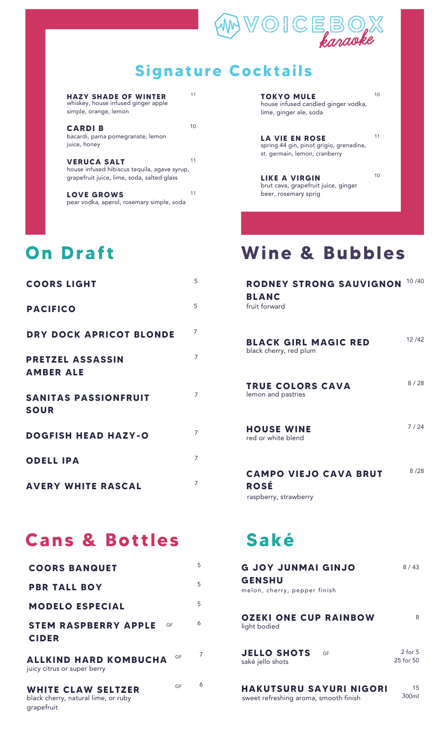# VOICEBOX karaoke

## Signature Cocktails

**HAZY SHADE OF WINTER** 11
whiskey, house infused ginger apple simple, orange, lemon

**CARDI B** 10
bacardi, pama pomegranate, lemon juice, honey

**VERUCA SALT** 11
house infused hibiscus tequila, agave syrup, grapefruit juice, lime, soda, salted glass

**LOVE GROWS** 11
pear vodka, aperol, rosemary simple, soda

**TOKYO MULE** 10
house infused candied ginger vodka, lime, ginger ale, soda

**LA VIE EN ROSE** 11
spring 44 gin, pinot grigio, grenadine, st. germain, lemon, cranberry

**LIKE A VIRGIN** 10
brut cava, grapefruit juice, ginger beer, rosemary sprig

## On Draft

**COORS LIGHT** 5

**PACIFICO** 5

**DRY DOCK APRICOT BLONDE** 7

**PRETZEL ASSASSIN AMBER ALE** 7

**SANITAS PASSIONFRUIT SOUR** 7

**DOGFISH HEAD HAZY-O** 7

**ODELL IPA** 7

**AVERY WHITE RASCAL** 7

## Wine & Bubbles

**RODNEY STRONG SAUVIGNON BLANC** 10 /40
fruit forward

**BLACK GIRL MAGIC RED** 12 /42
black cherry, red plum

**TRUE COLORS CAVA** 8 / 28
lemon and pastries

**HOUSE WINE** 7 / 24
red or white blend

**CAMPO VIEJO CAVA BRUT ROSÉ** 8 /28
raspberry, strawberry

## Cans & Bottles

**COORS BANQUET** 5

**PBR TALL BOY** 5

**MODELO ESPECIAL** 5

**STEM RASPBERRY APPLE CIDER** GF 6

**ALLKIND HARD KOMBUCHA** GF 7
juicy citrus or super berry

**WHITE CLAW SELTZER** GF 6
black cherry, natural lime, or ruby grapefruit

## Saké

**G JOY JUNMAI GINJO GENSHU** 8 / 43
melon, cherry, pepper finish

**OZEKI ONE CUP RAINBOW** 8
light bodied

**JELLO SHOTS** GF 2 for 5 / 25 for 50
saké jello shots

**HAKUTSURU SAYURI NIGORI** 15 300ml
sweet refreshing aroma, smooth finish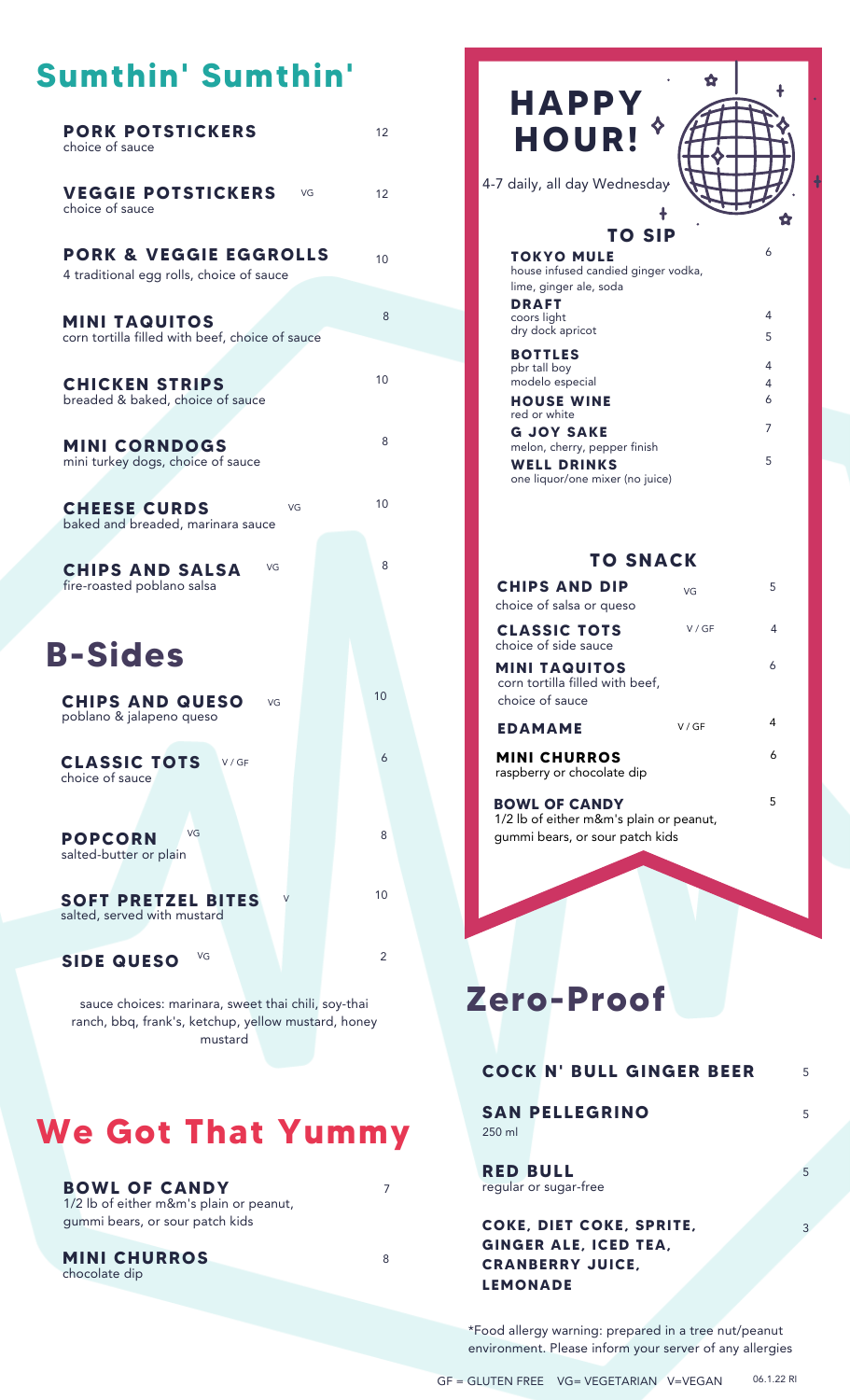# Sumthin' Sumthin'

**PORK POTSTICKERS** 12
choice of sauce

**VEGGIE POTSTICKERS** VG 12
choice of sauce

**PORK & VEGGIE EGGROLLS** 10
4 traditional egg rolls, choice of sauce

**MINI TAQUITOS** 8
corn tortilla filled with beef, choice of sauce

**CHICKEN STRIPS** 10
breaded & baked, choice of sauce

**MINI CORNDOGS** 8
mini turkey dogs, choice of sauce

**CHEESE CURDS** VG 10
baked and breaded, marinara sauce

**CHIPS AND SALSA** VG 8
fire-roasted poblano salsa

# B-Sides

**CHIPS AND QUESO** VG 10
poblano & jalapeno queso

**CLASSIC TOTS** V / GF 6
choice of sauce

**POPCORN** VG 8
salted-butter or plain

**SOFT PRETZEL BITES** V 10
salted, served with mustard

**SIDE QUESO** VG 2

sauce choices: marinara, sweet thai chili, soy-thai ranch, bbq, frank's, ketchup, yellow mustard, honey mustard

# We Got That Yummy

**BOWL OF CANDY** 7
1/2 lb of either m&m's plain or peanut, gummi bears, or sour patch kids

**MINI CHURROS** 8
chocolate dip

# HAPPY HOUR!

4-7 daily, all day Wednesday

## TO SIP

**TOKYO MULE** 6
house infused candied ginger vodka, lime, ginger ale, soda

**DRAFT**
coors light 4
dry dock apricot 5

**BOTTLES**
pbr tall boy 4
modelo especial 4

**HOUSE WINE** 6
red or white

**G JOY SAKE** 7
melon, cherry, pepper finish

**WELL DRINKS** 5
one liquor/one mixer (no juice)

## TO SNACK

**CHIPS AND DIP** VG 5
choice of salsa or queso

**CLASSIC TOTS** V / GF 4
choice of side sauce

**MINI TAQUITOS** 6
corn tortilla filled with beef, choice of sauce

**EDAMAME** V / GF 4

**MINI CHURROS** 6
raspberry or chocolate dip

**BOWL OF CANDY** 5
1/2 lb of either m&m's plain or peanut, gummi bears, or sour patch kids

# Zero-Proof

**COCK N' BULL GINGER BEER** 5

**SAN PELLEGRINO** 5
250 ml

**RED BULL** 5
regular or sugar-free

**COKE, DIET COKE, SPRITE, GINGER ALE, ICED TEA, CRANBERRY JUICE, LEMONADE** 3

*Food allergy warning: prepared in a tree nut/peanut environment. Please inform your server of any allergies

GF = GLUTEN FREE VG= VEGETARIAN V=VEGAN

06.1.22 RI